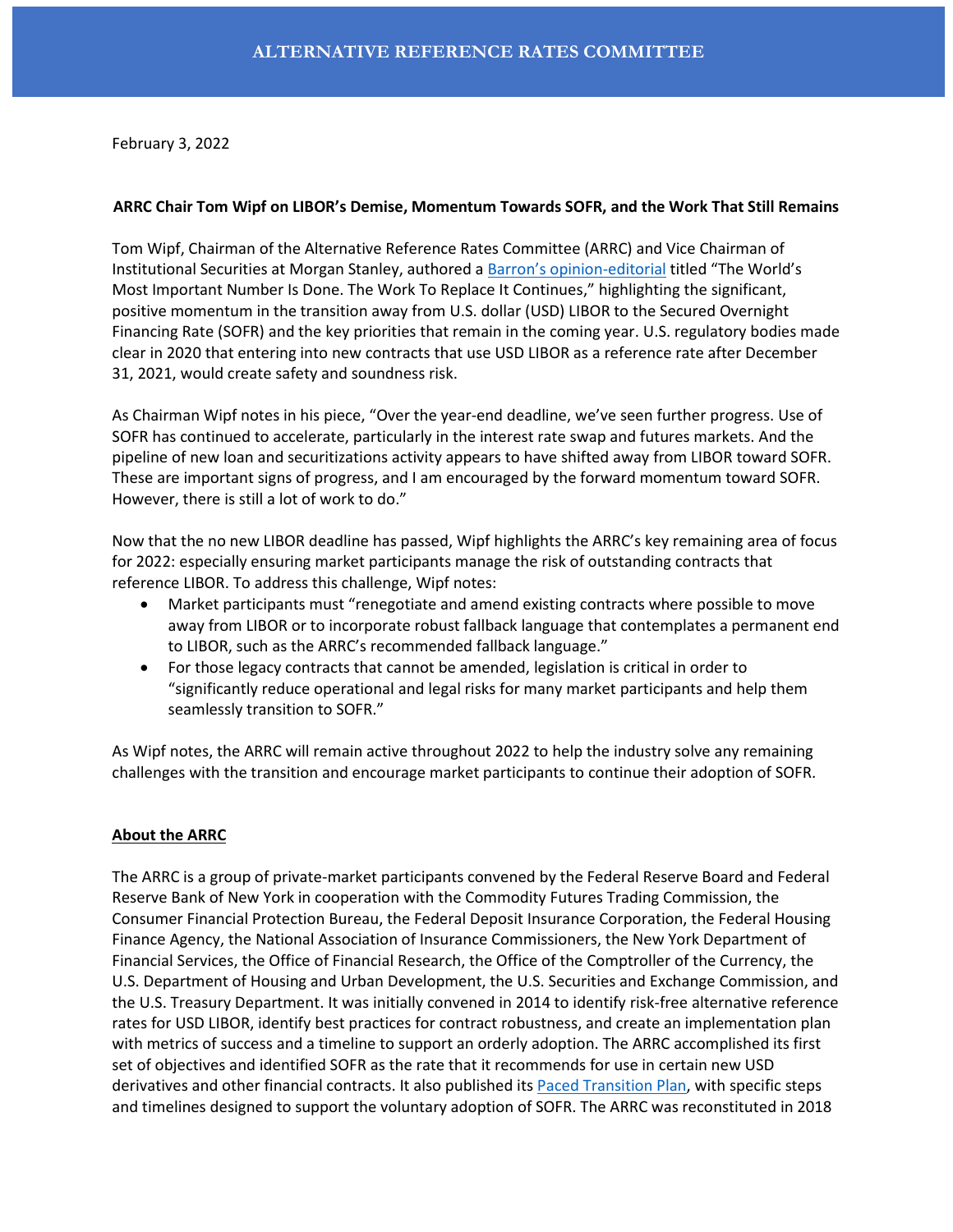# ALTERNATIVE REFERENCE RATES COMMITTEE

February 3, 2022

**ARRC Chair Tom Wipf on LIBOR's Demise, Momentum Towards SOFR, and the Work That Still Remains**

Tom Wipf, Chairman of the Alternative Reference Rates Committee (ARRC) and Vice Chairman of Institutional Securities at Morgan Stanley, authored a [Barron's opinion-editorial]() titled "The World's Most Important Number Is Done. The Work To Replace It Continues," highlighting the significant, positive momentum in the transition away from U.S. dollar (USD) LIBOR to the Secured Overnight Financing Rate (SOFR) and the key priorities that remain in the coming year. U.S. regulatory bodies made clear in 2020 that entering into new contracts that use USD LIBOR as a reference rate after December 31, 2021, would create safety and soundness risk.

As Chairman Wipf notes in his piece, "Over the year-end deadline, we've seen further progress. Use of SOFR has continued to accelerate, particularly in the interest rate swap and futures markets. And the pipeline of new loan and securitizations activity appears to have shifted away from LIBOR toward SOFR. These are important signs of progress, and I am encouraged by the forward momentum toward SOFR. However, there is still a lot of work to do."

Now that the no new LIBOR deadline has passed, Wipf highlights the ARRC's key remaining area of focus for 2022: especially ensuring market participants manage the risk of outstanding contracts that reference LIBOR. To address this challenge, Wipf notes:

- Market participants must "renegotiate and amend existing contracts where possible to move away from LIBOR or to incorporate robust fallback language that contemplates a permanent end to LIBOR, such as the ARRC's recommended fallback language."
- For those legacy contracts that cannot be amended, legislation is critical in order to "significantly reduce operational and legal risks for many market participants and help them seamlessly transition to SOFR."

As Wipf notes, the ARRC will remain active throughout 2022 to help the industry solve any remaining challenges with the transition and encourage market participants to continue their adoption of SOFR.

## About the ARRC

The ARRC is a group of private-market participants convened by the Federal Reserve Board and Federal Reserve Bank of New York in cooperation with the Commodity Futures Trading Commission, the Consumer Financial Protection Bureau, the Federal Deposit Insurance Corporation, the Federal Housing Finance Agency, the National Association of Insurance Commissioners, the New York Department of Financial Services, the Office of Financial Research, the Office of the Comptroller of the Currency, the U.S. Department of Housing and Urban Development, the U.S. Securities and Exchange Commission, and the U.S. Treasury Department. It was initially convened in 2014 to identify risk-free alternative reference rates for USD LIBOR, identify best practices for contract robustness, and create an implementation plan with metrics of success and a timeline to support an orderly adoption. The ARRC accomplished its first set of objectives and identified SOFR as the rate that it recommends for use in certain new USD derivatives and other financial contracts. It also published its [Paced Transition Plan](), with specific steps and timelines designed to support the voluntary adoption of SOFR. The ARRC was reconstituted in 2018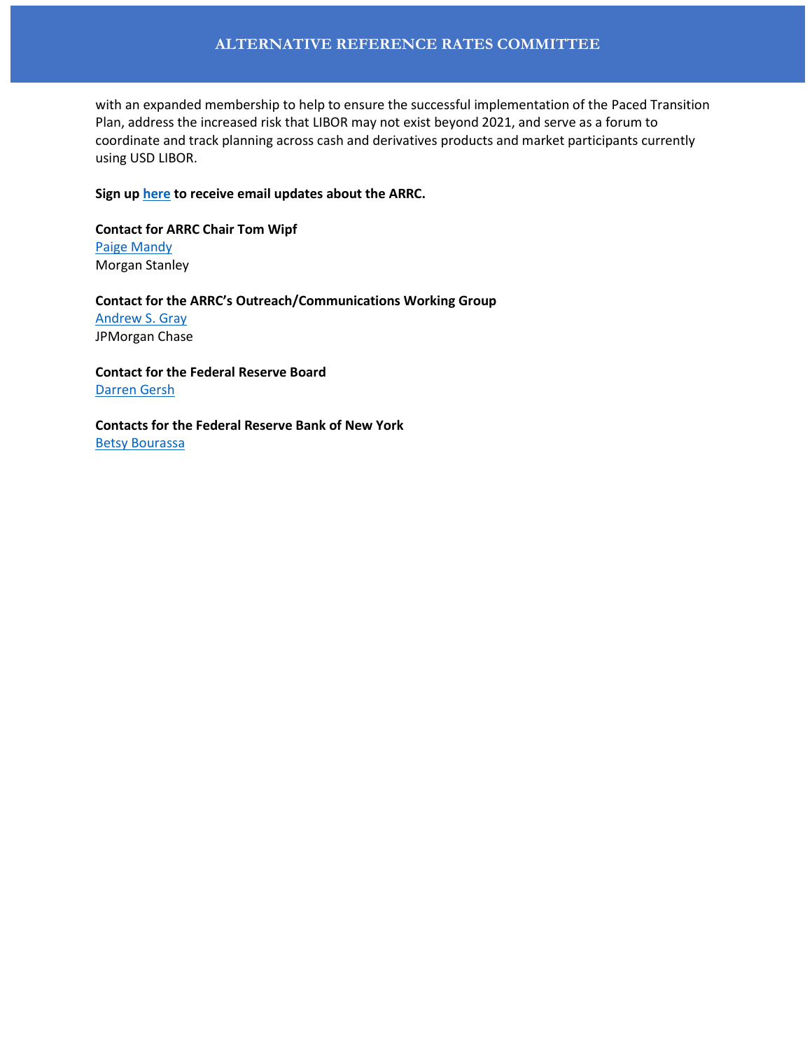with an expanded membership to help to ensure the successful implementation of the Paced Transition Plan, address the increased risk that LIBOR may not exist beyond 2021, and serve as a forum to coordinate and track planning across cash and derivatives products and market participants currently using USD LIBOR.

**Sign up here to receive email updates about the ARRC.**

**Contact for ARRC Chair Tom Wipf**
Paige Mandy
Morgan Stanley

**Contact for the ARRC's Outreach/Communications Working Group**
Andrew S. Gray
JPMorgan Chase

**Contact for the Federal Reserve Board**
Darren Gersh

**Contacts for the Federal Reserve Bank of New York**
Betsy Bourassa